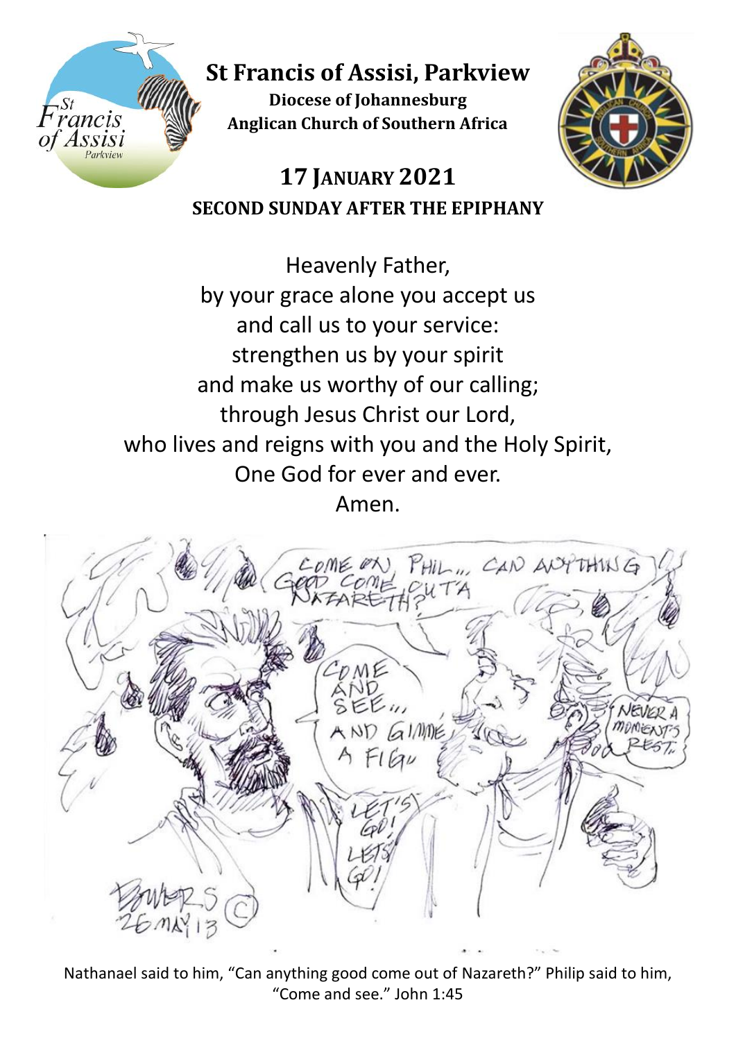# St Francis of Assisi, Parkview

**Diocese of Johannesburg**
**Anglican Church of Southern Africa**

## 17 JANUARY 2021

### SECOND SUNDAY AFTER THE EPIPHANY

Heavenly Father,
by your grace alone you accept us
and call us to your service:
strengthen us by your spirit
and make us worthy of our calling;
through Jesus Christ our Lord,
who lives and reigns with you and the Holy Spirit,
One God for ever and ever.
Amen.

Nathanael said to him, "Can anything good come out of Nazareth?" Philip said to him, "Come and see." John 1:45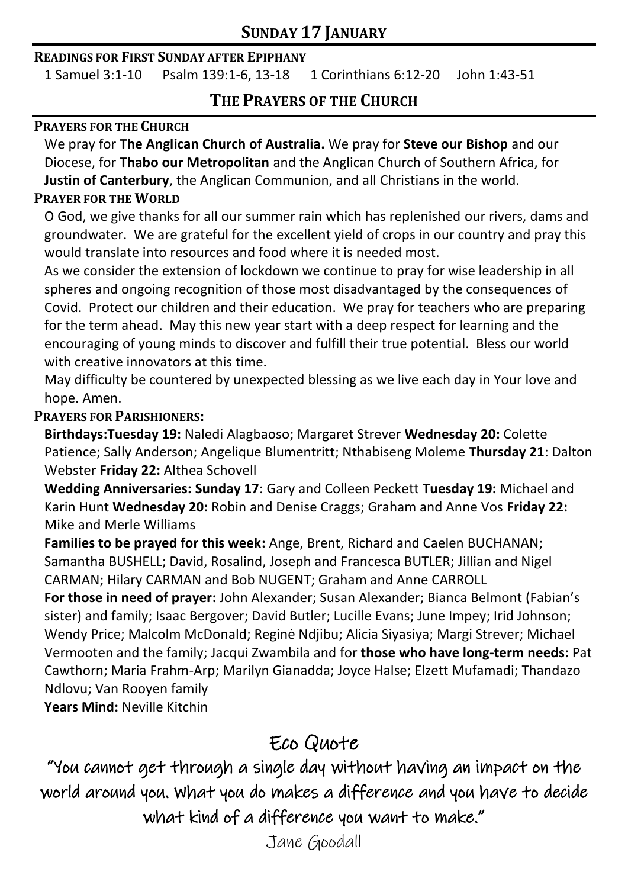## SUNDAY 17 JANUARY

**READINGS FOR FIRST SUNDAY AFTER EPIPHANY**

1 Samuel 3:1-10 Psalm 139:1-6, 13-18 1 Corinthians 6:12-20 John 1:43-51

## THE PRAYERS OF THE CHURCH

**PRAYERS FOR THE CHURCH**

We pray for **The Anglican Church of Australia.** We pray for **Steve our Bishop** and our Diocese, for **Thabo our Metropolitan** and the Anglican Church of Southern Africa, for **Justin of Canterbury**, the Anglican Communion, and all Christians in the world.

**PRAYER FOR THE WORLD**

O God, we give thanks for all our summer rain which has replenished our rivers, dams and groundwater. We are grateful for the excellent yield of crops in our country and pray this would translate into resources and food where it is needed most.

As we consider the extension of lockdown we continue to pray for wise leadership in all spheres and ongoing recognition of those most disadvantaged by the consequences of Covid. Protect our children and their education. We pray for teachers who are preparing for the term ahead. May this new year start with a deep respect for learning and the encouraging of young minds to discover and fulfill their true potential. Bless our world with creative innovators at this time.

May difficulty be countered by unexpected blessing as we live each day in Your love and hope. Amen.

**PRAYERS FOR PARISHIONERS:**

**Birthdays:Tuesday 19:** Naledi Alagbaoso; Margaret Strever **Wednesday 20:** Colette Patience; Sally Anderson; Angelique Blumentritt; Nthabiseng Moleme **Thursday 21**: Dalton Webster **Friday 22:** Althea Schovell

**Wedding Anniversaries: Sunday 17**: Gary and Colleen Peckett **Tuesday 19:** Michael and Karin Hunt **Wednesday 20:** Robin and Denise Craggs; Graham and Anne Vos **Friday 22:** Mike and Merle Williams

**Families to be prayed for this week:** Ange, Brent, Richard and Caelen BUCHANAN; Samantha BUSHELL; David, Rosalind, Joseph and Francesca BUTLER; Jillian and Nigel CARMAN; Hilary CARMAN and Bob NUGENT; Graham and Anne CARROLL

**For those in need of prayer:** John Alexander; Susan Alexander; Bianca Belmont (Fabian's sister) and family; Isaac Bergover; David Butler; Lucille Evans; June Impey; Irid Johnson; Wendy Price; Malcolm McDonald; Reginė Ndjibu; Alicia Siyasiya; Margi Strever; Michael Vermooten and the family; Jacqui Zwambila and for **those who have long-term needs:** Pat Cawthorn; Maria Frahm-Arp; Marilyn Gianadda; Joyce Halse; Elzett Mufamadi; Thandazo Ndlovu; Van Rooyen family

**Years Mind:** Neville Kitchin

## Eco Quote

"You cannot get through a single day without having an impact on the world around you. What you do makes a difference and you have to decide what kind of a difference you want to make."

Jane Goodall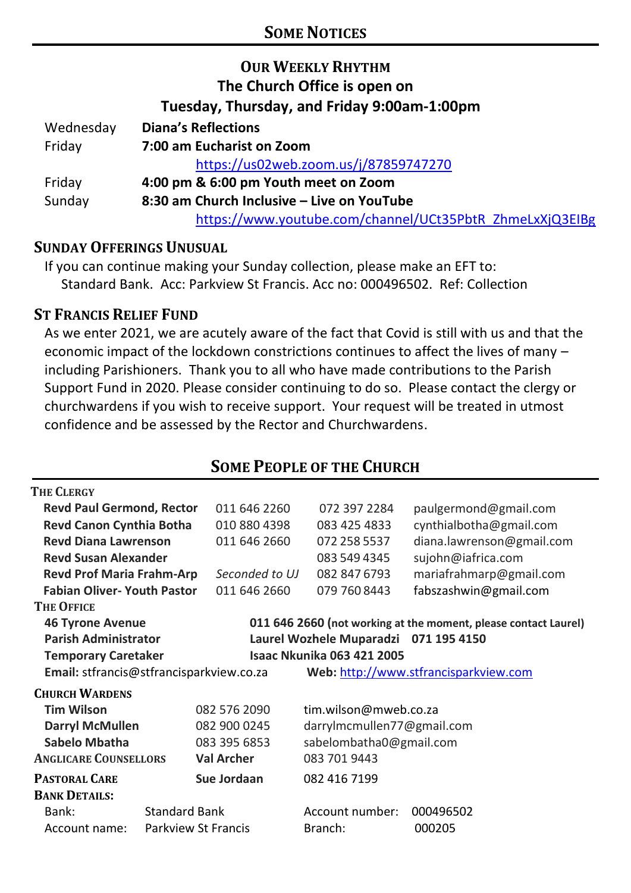# Some Notices

## Our Weekly Rhythm

**The Church Office is open on**
**Tuesday, Thursday, and Friday 9:00am-1:00pm**

| | |
|---|---|
| Wednesday | **Diana's Reflections** |
| Friday | **7:00 am Eucharist on Zoom** |
| | https://us02web.zoom.us/j/87859747270 |
| Friday | **4:00 pm & 6:00 pm Youth meet on Zoom** |
| Sunday | **8:30 am Church Inclusive – Live on YouTube** |
| | https://www.youtube.com/channel/UCt35PbtR_ZhmeLxXjQ3EIBg |

### Sunday Offerings Unusual

If you can continue making your Sunday collection, please make an EFT to:
Standard Bank. Acc: Parkview St Francis. Acc no: 000496502. Ref: Collection

### St Francis Relief Fund

As we enter 2021, we are acutely aware of the fact that Covid is still with us and that the economic impact of the lockdown constrictions continues to affect the lives of many – including Parishioners. Thank you to all who have made contributions to the Parish Support Fund in 2020. Please consider continuing to do so. Please contact the clergy or churchwardens if you wish to receive support. Your request will be treated in utmost confidence and be assessed by the Rector and Churchwardens.

## Some People of the Church

**The Clergy**

| | | | |
|---|---|---|---|
| **Revd Paul Germond, Rector** | 011 646 2260 | 072 397 2284 | paulgermond@gmail.com |
| **Revd Canon Cynthia Botha** | 010 880 4398 | 083 425 4833 | cynthialbotha@gmail.com |
| **Revd Diana Lawrenson** | 011 646 2660 | 072 258 5537 | diana.lawrenson@gmail.com |
| **Revd Susan Alexander** | | 083 549 4345 | sujohn@iafrica.com |
| **Revd Prof Maria Frahm-Arp** | *Seconded to UJ* | 082 847 6793 | mariafrahmarp@gmail.com |
| **Fabian Oliver- Youth Pastor** | 011 646 2660 | 079 760 8443 | fabszashwin@gmail.com |

**The Office**

| | |
|---|---|
| **46 Tyrone Avenue** | **011 646 2660** (**not working at the moment, please contact Laurel**) |
| **Parish Administrator** | **Laurel Wozhele Muparadzi 071 195 4150** |
| **Temporary Caretaker** | **Isaac Nkunika 063 421 2005** |

**Email:** stfrancis@stfrancisparkview.co.za **Web:** http://www.stfrancisparkview.com

**Church Wardens**

| | | |
|---|---|---|
| **Tim Wilson** | 082 576 2090 | tim.wilson@mweb.co.za |
| **Darryl McMullen** | 082 900 0245 | darrylmcmullen77@gmail.com |
| **Sabelo Mbatha** | 083 395 6853 | sabelombatha0@gmail.com |

**Anglicare Counsellors** **Val Archer** 083 701 9443

**Pastoral Care** **Sue Jordaan** 082 416 7199

**Bank Details:**

| | | | |
|---|---|---|---|
| Bank: | Standard Bank | Account number: | 000496502 |
| Account name: | Parkview St Francis | Branch: | 000205 |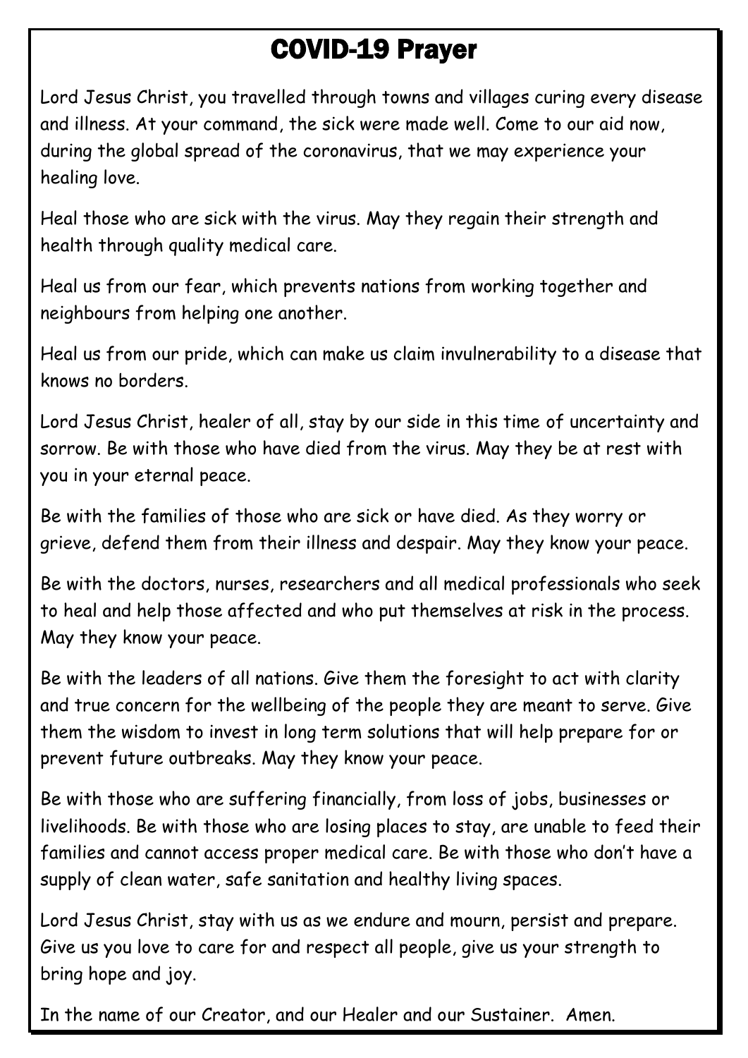# COVID-19 Prayer

Lord Jesus Christ, you travelled through towns and villages curing every disease and illness. At your command, the sick were made well. Come to our aid now, during the global spread of the coronavirus, that we may experience your healing love.

Heal those who are sick with the virus. May they regain their strength and health through quality medical care.

Heal us from our fear, which prevents nations from working together and neighbours from helping one another.

Heal us from our pride, which can make us claim invulnerability to a disease that knows no borders.

Lord Jesus Christ, healer of all, stay by our side in this time of uncertainty and sorrow. Be with those who have died from the virus. May they be at rest with you in your eternal peace.

Be with the families of those who are sick or have died. As they worry or grieve, defend them from their illness and despair. May they know your peace.

Be with the doctors, nurses, researchers and all medical professionals who seek to heal and help those affected and who put themselves at risk in the process. May they know your peace.

Be with the leaders of all nations. Give them the foresight to act with clarity and true concern for the wellbeing of the people they are meant to serve. Give them the wisdom to invest in long term solutions that will help prepare for or prevent future outbreaks. May they know your peace.

Be with those who are suffering financially, from loss of jobs, businesses or livelihoods. Be with those who are losing places to stay, are unable to feed their families and cannot access proper medical care. Be with those who don't have a supply of clean water, safe sanitation and healthy living spaces.

Lord Jesus Christ, stay with us as we endure and mourn, persist and prepare. Give us you love to care for and respect all people, give us your strength to bring hope and joy.

In the name of our Creator, and our Healer and our Sustainer. Amen.